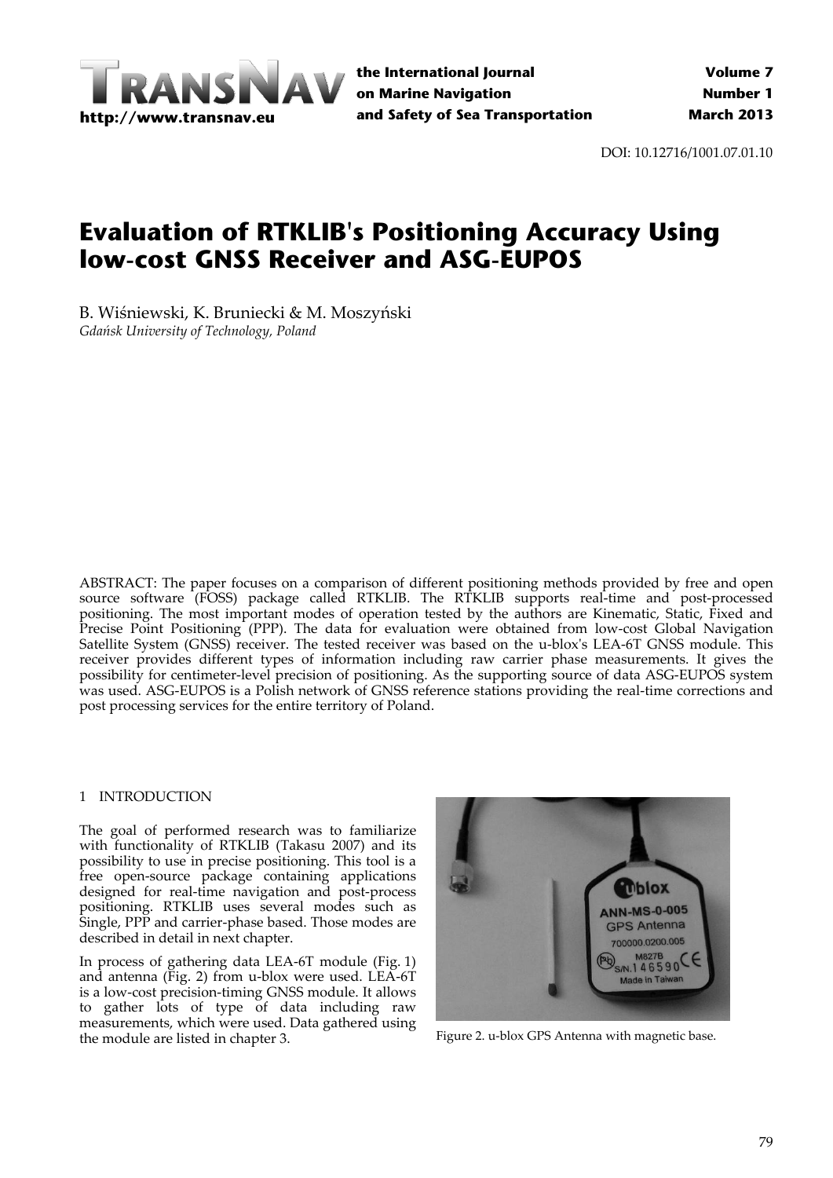DOI: 10.12716/1001.07.01.10

# Evaluation of RTKLIB's Positioning Accuracy Using low-cost GNSS Receiver and ASG-EUPOS

B. Wiśniewski, K. Bruniecki & M. Moszyński
*Gdańsk University of Technology, Poland*

ABSTRACT: The paper focuses on a comparison of different positioning methods provided by free and open source software (FOSS) package called RTKLIB. The RTKLIB supports real-time and post-processed positioning. The most important modes of operation tested by the authors are Kinematic, Static, Fixed and Precise Point Positioning (PPP). The data for evaluation were obtained from low-cost Global Navigation Satellite System (GNSS) receiver. The tested receiver was based on the u-blox's LEA-6T GNSS module. This receiver provides different types of information including raw carrier phase measurements. It gives the possibility for centimeter-level precision of positioning. As the supporting source of data ASG-EUPOS system was used. ASG-EUPOS is a Polish network of GNSS reference stations providing the real-time corrections and post processing services for the entire territory of Poland.

## 1 INTRODUCTION

The goal of performed research was to familiarize with functionality of RTKLIB (Takasu 2007) and its possibility to use in precise positioning. This tool is a free open-source package containing applications designed for real-time navigation and post-process positioning. RTKLIB uses several modes such as Single, PPP and carrier-phase based. Those modes are described in detail in next chapter.

In process of gathering data LEA-6T module (Fig. 1) and antenna (Fig. 2) from u-blox were used. LEA-6T is a low-cost precision-timing GNSS module. It allows to gather lots of type of data including raw measurements, which were used. Data gathered using the module are listed in chapter 3.

Figure 2. u-blox GPS Antenna with magnetic base.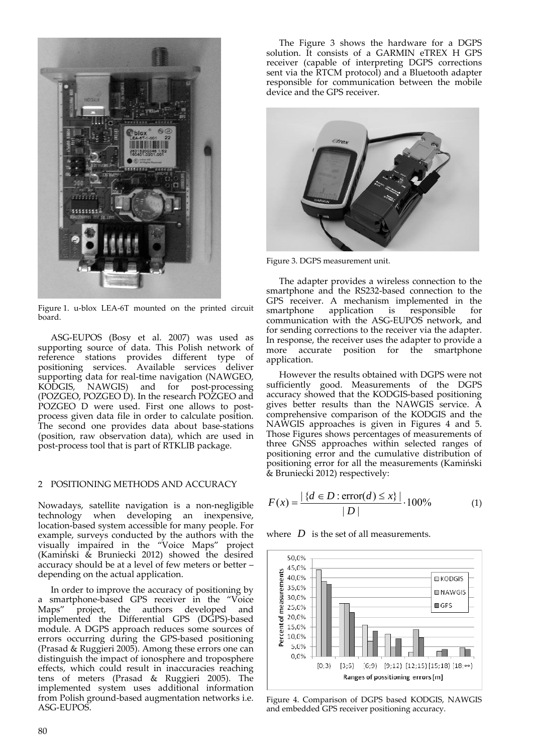Figure 1. u-blox LEA-6T mounted on the printed circuit board.

ASG-EUPOS (Bosy et al. 2007) was used as supporting source of data. This Polish network of reference stations provides different type of positioning services. Available services deliver supporting data for real-time navigation (NAWGEO, KODGIS, NAWGIS) and for post-processing (POZGEO, POZGEO D). In the research POZGEO and POZGEO D were used. First one allows to post-process given data file in order to calculate position. The second one provides data about base-stations (position, raw observation data), which are used in post-process tool that is part of RTKLIB package.

## 2 POSITIONING METHODS AND ACCURACY

Nowadays, satellite navigation is a non-negligible technology when developing an inexpensive, location-based system accessible for many people. For example, surveys conducted by the authors with the visually impaired in the "Voice Maps" project (Kamiński & Bruniecki 2012) showed the desired accuracy should be at a level of few meters or better – depending on the actual application.

In order to improve the accuracy of positioning by a smartphone-based GPS receiver in the "Voice Maps" project, the authors developed and implemented the Differential GPS (DGPS)-based module. A DGPS approach reduces some sources of errors occurring during the GPS-based positioning (Prasad & Ruggieri 2005). Among these errors one can distinguish the impact of ionosphere and troposphere effects, which could result in inaccuracies reaching tens of meters (Prasad & Ruggieri 2005). The implemented system uses additional information from Polish ground-based augmentation networks i.e. ASG-EUPOS.

The Figure 3 shows the hardware for a DGPS solution. It consists of a GARMIN eTREX H GPS receiver (capable of interpreting DGPS corrections sent via the RTCM protocol) and a Bluetooth adapter responsible for communication between the mobile device and the GPS receiver.

Figure 3. DGPS measurement unit.

The adapter provides a wireless connection to the smartphone and the RS232-based connection to the GPS receiver. A mechanism implemented in the smartphone application is responsible for communication with the ASG-EUPOS network, and for sending corrections to the receiver via the adapter. In response, the receiver uses the adapter to provide a more accurate position for the smartphone application.

However the results obtained with DGPS were not sufficiently good. Measurements of the DGPS accuracy showed that the KODGIS-based positioning gives better results than the NAWGIS service. A comprehensive comparison of the KODGIS and the NAWGIS approaches is given in Figures 4 and 5. Those Figures shows percentages of measurements of three GNSS approaches within selected ranges of positioning error and the cumulative distribution of positioning error for all the measurements (Kamiński & Bruniecki 2012) respectively:

$$F(x) = \frac{|\{d \in D : \text{error}(d) \le x\}|}{|D|} \cdot 100\% \qquad (1)$$

where $D$ is the set of all measurements.

Figure 4. Comparison of DGPS based KODGIS, NAWGIS and embedded GPS receiver positioning accuracy.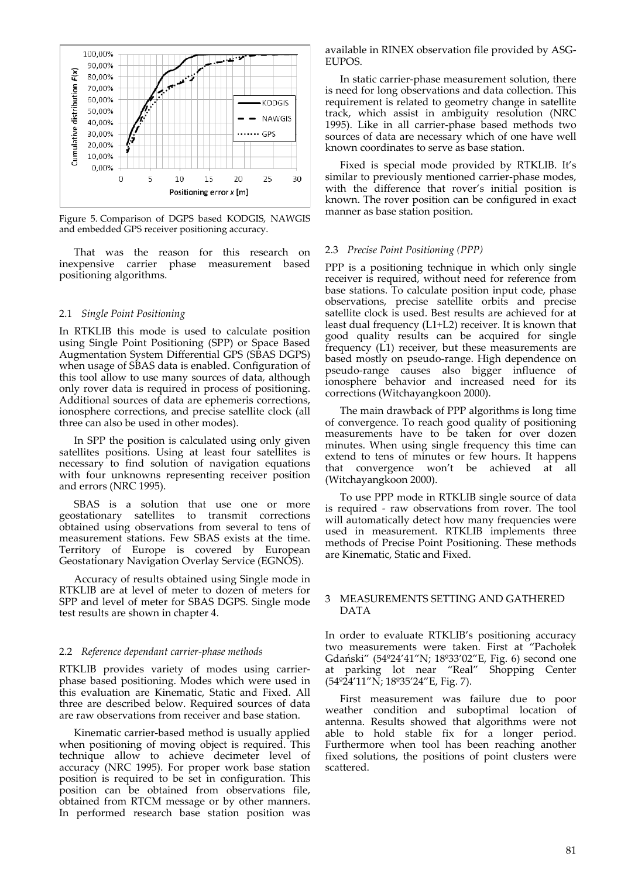Figure 5. Comparison of DGPS based KODGIS, NAWGIS and embedded GPS receiver positioning accuracy.

That was the reason for this research on inexpensive carrier phase measurement based positioning algorithms.

### 2.1 *Single Point Positioning*

In RTKLIB this mode is used to calculate position using Single Point Positioning (SPP) or Space Based Augmentation System Differential GPS (SBAS DGPS) when usage of SBAS data is enabled. Configuration of this tool allow to use many sources of data, although only rover data is required in process of positioning. Additional sources of data are ephemeris corrections, ionosphere corrections, and precise satellite clock (all three can also be used in other modes).

In SPP the position is calculated using only given satellites positions. Using at least four satellites is necessary to find solution of navigation equations with four unknowns representing receiver position and errors (NRC 1995).

SBAS is a solution that use one or more geostationary satellites to transmit corrections obtained using observations from several to tens of measurement stations. Few SBAS exists at the time. Territory of Europe is covered by European Geostationary Navigation Overlay Service (EGNOS).

Accuracy of results obtained using Single mode in RTKLIB are at level of meter to dozen of meters for SPP and level of meter for SBAS DGPS. Single mode test results are shown in chapter 4.

### 2.2 *Reference dependant carrier-phase methods*

RTKLIB provides variety of modes using carrier-phase based positioning. Modes which were used in this evaluation are Kinematic, Static and Fixed. All three are described below. Required sources of data are raw observations from receiver and base station.

Kinematic carrier-based method is usually applied when positioning of moving object is required. This technique allow to achieve decimeter level of accuracy (NRC 1995). For proper work base station position is required to be set in configuration. This position can be obtained from observations file, obtained from RTCM message or by other manners. In performed research base station position was available in RINEX observation file provided by ASG-EUPOS.

In static carrier-phase measurement solution, there is need for long observations and data collection. This requirement is related to geometry change in satellite track, which assist in ambiguity resolution (NRC 1995). Like in all carrier-phase based methods two sources of data are necessary which of one have well known coordinates to serve as base station.

Fixed is special mode provided by RTKLIB. It's similar to previously mentioned carrier-phase modes, with the difference that rover's initial position is known. The rover position can be configured in exact manner as base station position.

### 2.3 *Precise Point Positioning (PPP)*

PPP is a positioning technique in which only single receiver is required, without need for reference from base stations. To calculate position input code, phase observations, precise satellite orbits and precise satellite clock is used. Best results are achieved for at least dual frequency (L1+L2) receiver. It is known that good quality results can be acquired for single frequency (L1) receiver, but these measurements are based mostly on pseudo-range. High dependence on pseudo-range causes also bigger influence of ionosphere behavior and increased need for its corrections (Witchayangkoon 2000).

The main drawback of PPP algorithms is long time of convergence. To reach good quality of positioning measurements have to be taken for over dozen minutes. When using single frequency this time can extend to tens of minutes or few hours. It happens that convergence won't be achieved at all (Witchayangkoon 2000).

To use PPP mode in RTKLIB single source of data is required - raw observations from rover. The tool will automatically detect how many frequencies were used in measurement. RTKLIB implements three methods of Precise Point Positioning. These methods are Kinematic, Static and Fixed.

## 3 MEASUREMENTS SETTING AND GATHERED DATA

In order to evaluate RTKLIB's positioning accuracy two measurements were taken. First at "Pachołek Gdański" (54º24'41"N; 18º33'02"E, Fig. 6) second one at parking lot near "Real" Shopping Center (54º24'11"N; 18º35'24"E, Fig. 7).

First measurement was failure due to poor weather condition and suboptimal location of antenna. Results showed that algorithms were not able to hold stable fix for a longer period. Furthermore when tool has been reaching another fixed solutions, the positions of point clusters were scattered.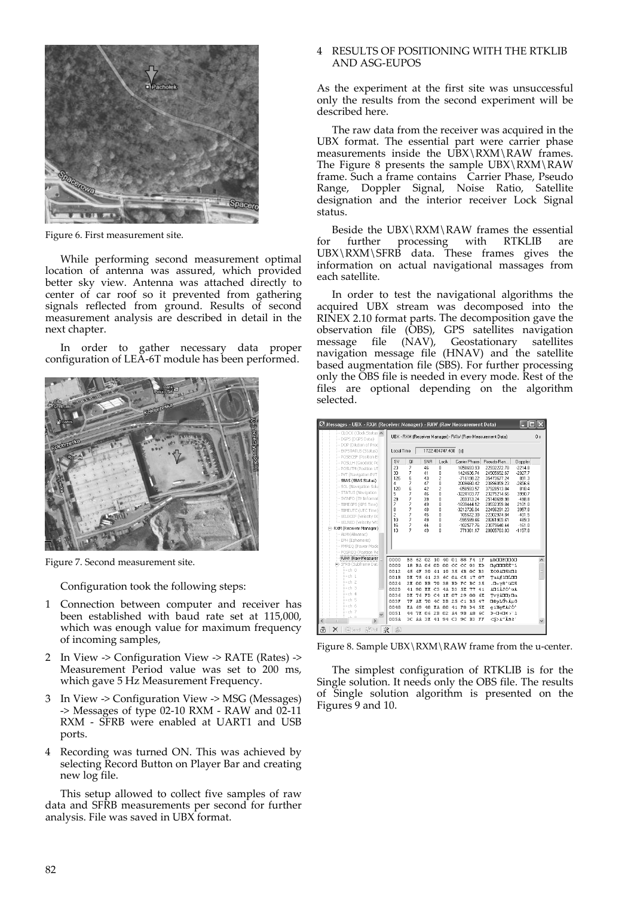Figure 6. First measurement site.

While performing second measurement optimal location of antenna was assured, which provided better sky view. Antenna was attached directly to center of car roof so it prevented from gathering signals reflected from ground. Results of second measurement analysis are described in detail in the next chapter.

In order to gather necessary data proper configuration of LEA-6T module has been performed.

Figure 7. Second measurement site.

Configuration took the following steps:

1. Connection between computer and receiver has been established with baud rate set at 115,000, which was enough value for maximum frequency of incoming samples,
2. In View -> Configuration View -> RATE (Rates) -> Measurement Period value was set to 200 ms, which gave 5 Hz Measurement Frequency.
3. In View -> Configuration View -> MSG (Messages) -> Messages of type 02-10 RXM - RAW and 02-11 RXM - SFRB were enabled at UART1 and USB ports.
4. Recording was turned ON. This was achieved by selecting Record Button on Player Bar and creating new log file.

This setup allowed to collect five samples of raw data and SFRB measurements per second for further analysis. File was saved in UBX format.

## 4 RESULTS OF POSITIONING WITH THE RTKLIB AND ASG-EUPOS

As the experiment at the first site was unsuccessful only the results from the second experiment will be described here.

The raw data from the receiver was acquired in the UBX format. The essential part were carrier phase measurements inside the UBX\RXM\RAW frames. The Figure 8 presents the sample UBX\RXM\RAW frame. Such a frame contains Carrier Phase, Pseudo Range, Doppler Signal, Noise Ratio, Satellite designation and the interior receiver Lock Signal status.

Beside the UBX\RXM\RAW frames the essential for further processing with RTKLIB are UBX\RXM\SFRB data. These frames gives the information on actual navigational massages from each satellite.

In order to test the navigational algorithms the acquired UBX stream was decomposed into the RINEX 2.10 format parts. The decomposition gave the observation file (OBS), GPS satellites navigation message file (NAV), Geostationary satellites navigation message file (HNAV) and the satellite based augmentation file (SBS). For further processing only the OBS file is needed in every mode. Rest of the files are optional depending on the algorithm selected.

Figure 8. Sample UBX\RXM\RAW frame from the u-center.

The simplest configuration of RTKLIB is for the Single solution. It needs only the OBS file. The results of Single solution algorithm is presented on the Figures 9 and 10.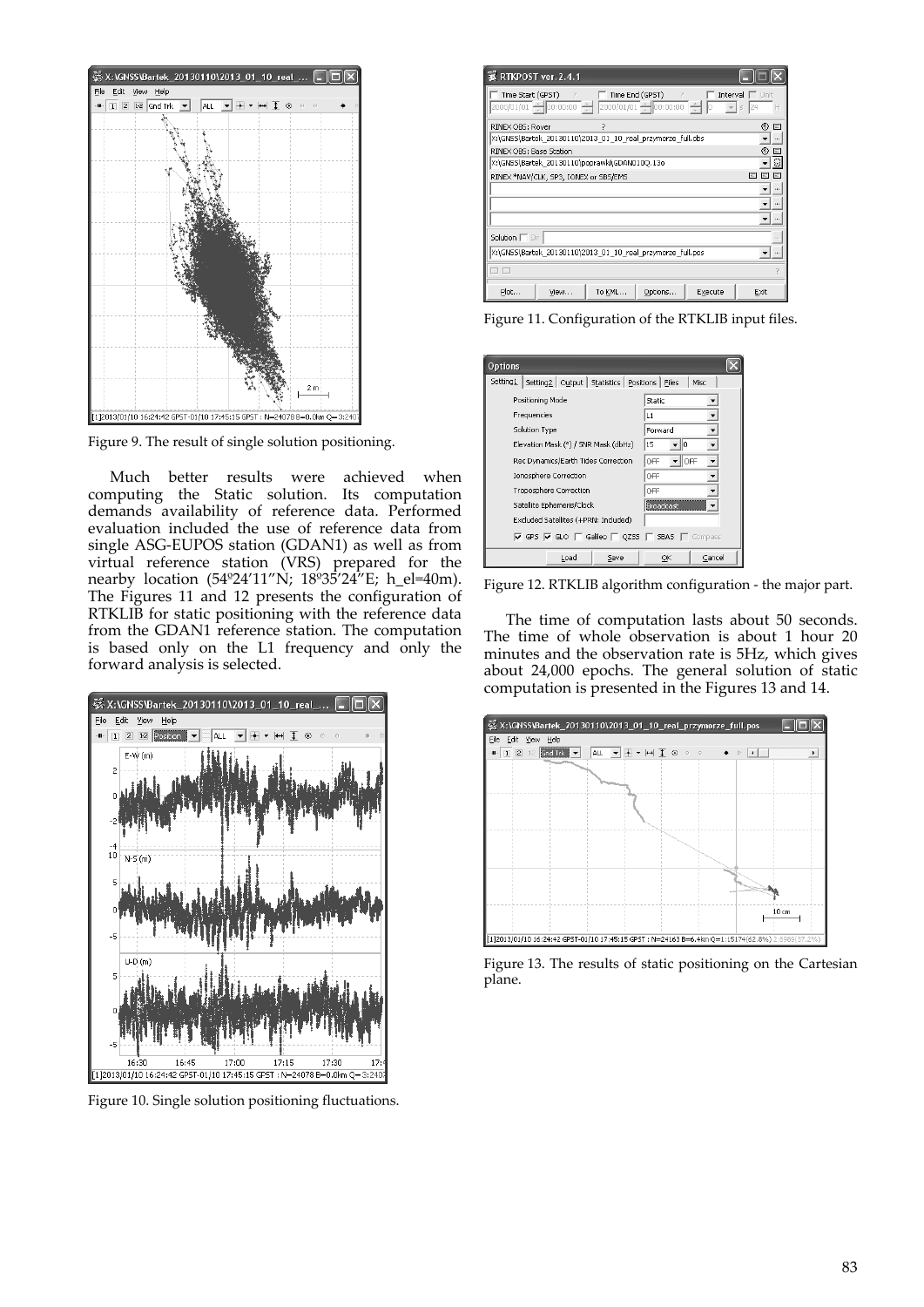Figure 9. The result of single solution positioning.

Much better results were achieved when computing the Static solution. Its computation demands availability of reference data. Performed evaluation included the use of reference data from single ASG-EUPOS station (GDAN1) as well as from virtual reference station (VRS) prepared for the nearby location (54º24'11"N; 18º35'24"E; h_el=40m). The Figures 11 and 12 presents the configuration of RTKLIB for static positioning with the reference data from the GDAN1 reference station. The computation is based only on the L1 frequency and only the forward analysis is selected.

Figure 10. Single solution positioning fluctuations.

Figure 11. Configuration of the RTKLIB input files.

Figure 12. RTKLIB algorithm configuration - the major part.

The time of computation lasts about 50 seconds. The time of whole observation is about 1 hour 20 minutes and the observation rate is 5Hz, which gives about 24,000 epochs. The general solution of static computation is presented in the Figures 13 and 14.

Figure 13. The results of static positioning on the Cartesian plane.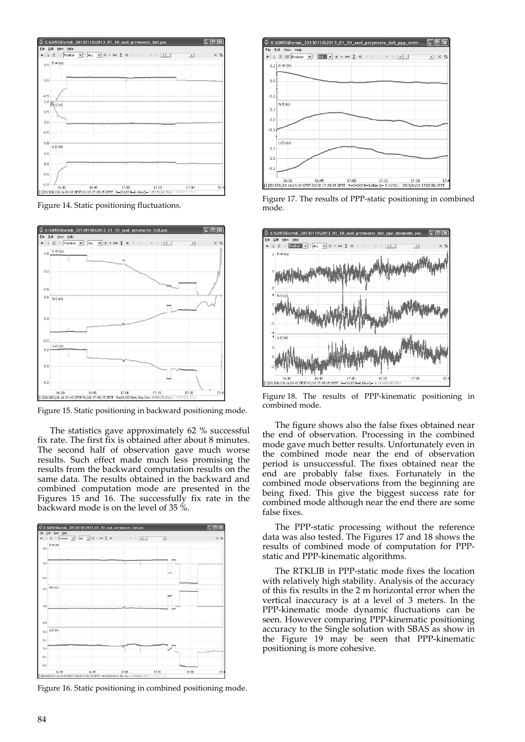Figure 14. Static positioning fluctuations.

Figure 15. Static positioning in backward positioning mode.

The statistics gave approximately 62 % successful fix rate. The first fix is obtained after about 8 minutes. The second half of observation gave much worse results. Such effect made much less promising the results from the backward computation results on the same data. The results obtained in the backward and combined computation mode are presented in the Figures 15 and 16. The successfully fix rate in the backward mode is on the level of 35 %.

Figure 16. Static positioning in combined positioning mode.

Figure 17. The results of PPP-static positioning in combined mode.

Figure 18. The results of PPP-kinematic positioning in combined mode.

The figure shows also the false fixes obtained near the end of observation. Processing in the combined mode gave much better results. Unfortunately even in the combined mode near the end of observation period is unsuccessful. The fixes obtained near the end are probably false fixes. Fortunately in the combined mode observations from the beginning are being fixed. This give the biggest success rate for combined mode although near the end there are some false fixes.

The PPP-static processing without the reference data was also tested. The Figures 17 and 18 shows the results of combined mode of computation for PPP-static and PPP-kinematic algorithms.

The RTKLIB in PPP-static mode fixes the location with relatively high stability. Analysis of the accuracy of this fix results in the 2 m horizontal error when the vertical inaccuracy is at a level of 3 meters. In the PPP-kinematic mode dynamic fluctuations can be seen. However comparing PPP-kinematic positioning accuracy to the Single solution with SBAS as show in the Figure 19 may be seen that PPP-kinematic positioning is more cohesive.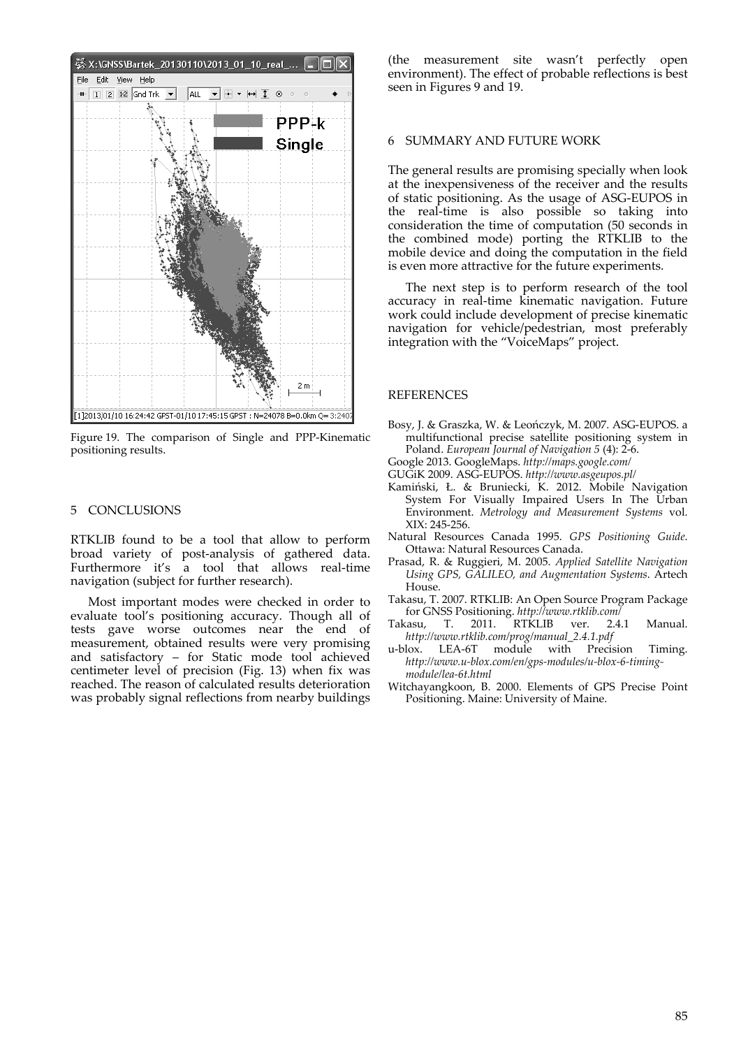X:\GNSS\Bartek_20130110\2013_01_10_real_...

File Edit View Help

1 2 12 Gnd Trk ALL

PPP-k

Single

2 m

[1]2013/01/10 16:24:42 GPST-01/10 17:45:15 GPST : N=24078 B=0.0km Q= 3:2407

Figure 19. The comparison of Single and PPP-Kinematic positioning results.

## 5 CONCLUSIONS

RTKLIB found to be a tool that allow to perform broad variety of post-analysis of gathered data. Furthermore it's a tool that allows real-time navigation (subject for further research).

Most important modes were checked in order to evaluate tool's positioning accuracy. Though all of tests gave worse outcomes near the end of measurement, obtained results were very promising and satisfactory – for Static mode tool achieved centimeter level of precision (Fig. 13) when fix was reached. The reason of calculated results deterioration was probably signal reflections from nearby buildings (the measurement site wasn't perfectly open environment). The effect of probable reflections is best seen in Figures 9 and 19.

## 6 SUMMARY AND FUTURE WORK

The general results are promising specially when look at the inexpensiveness of the receiver and the results of static positioning. As the usage of ASG-EUPOS in the real-time is also possible so taking into consideration the time of computation (50 seconds in the combined mode) porting the RTKLIB to the mobile device and doing the computation in the field is even more attractive for the future experiments.

The next step is to perform research of the tool accuracy in real-time kinematic navigation. Future work could include development of precise kinematic navigation for vehicle/pedestrian, most preferably integration with the "VoiceMaps" project.

## REFERENCES

Bosy, J. & Graszka, W. & Leończyk, M. 2007. ASG-EUPOS. a multifunctional precise satellite positioning system in Poland. *European Journal of Navigation 5* (4): 2-6.

Google 2013. GoogleMaps. *http://maps.google.com/*

GUGiK 2009. ASG-EUPOS. *http://www.asgeupos.pl/*

Kamiński, Ł. & Bruniecki, K. 2012. Mobile Navigation System For Visually Impaired Users In The Urban Environment. *Metrology and Measurement Systems* vol. XIX: 245-256.

Natural Resources Canada 1995. *GPS Positioning Guide*. Ottawa: Natural Resources Canada.

Prasad, R. & Ruggieri, M. 2005. *Applied Satellite Navigation Using GPS, GALILEO, and Augmentation Systems*. Artech House.

Takasu, T. 2007. RTKLIB: An Open Source Program Package for GNSS Positioning. *http://www.rtklib.com/*

Takasu, T. 2011. RTKLIB ver. 2.4.1 Manual. *http://www.rtklib.com/prog/manual_2.4.1.pdf*

u-blox. LEA-6T module with Precision Timing. *http://www.u-blox.com/en/gps-modules/u-blox-6-timing-module/lea-6t.html*

Witchayangkoon, B. 2000. Elements of GPS Precise Point Positioning. Maine: University of Maine.